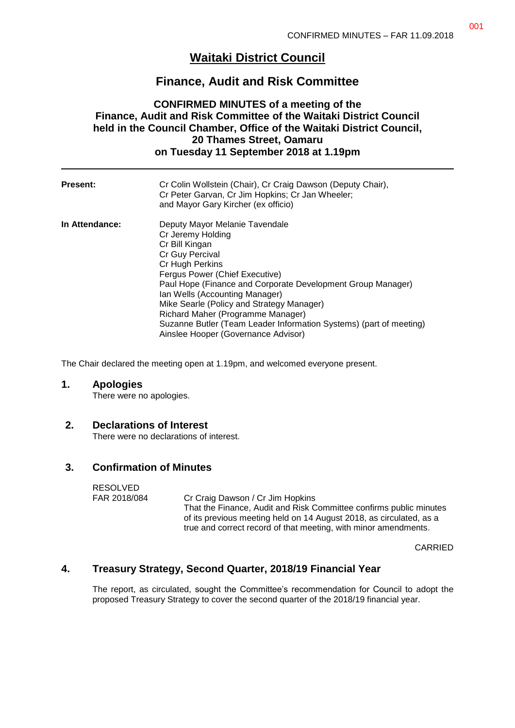# Waitaki District Council

## Finance, Audit and Risk Committee

### CONFIRMED MINUTES of a meeting of the Finance, Audit and Risk Committee of the Waitaki District Council held in the Council Chamber, Office of the Waitaki District Council, 20 Thames Street, Oamaru on Tuesday 11 September 2018 at 1.19pm

| | |
|---|---|
| **Present:** | Cr Colin Wollstein (Chair), Cr Craig Dawson (Deputy Chair), Cr Peter Garvan, Cr Jim Hopkins; Cr Jan Wheeler; and Mayor Gary Kircher (ex officio) |
| **In Attendance:** | Deputy Mayor Melanie Tavendale<br>Cr Jeremy Holding<br>Cr Bill Kingan<br>Cr Guy Percival<br>Cr Hugh Perkins<br>Fergus Power (Chief Executive)<br>Paul Hope (Finance and Corporate Development Group Manager)<br>Ian Wells (Accounting Manager)<br>Mike Searle (Policy and Strategy Manager)<br>Richard Maher (Programme Manager)<br>Suzanne Butler (Team Leader Information Systems) (part of meeting)<br>Ainslee Hooper (Governance Advisor) |

The Chair declared the meeting open at 1.19pm, and welcomed everyone present.

## 1. Apologies

There were no apologies.

## 2. Declarations of Interest

There were no declarations of interest.

## 3. Confirmation of Minutes

| | |
|---|---|
| RESOLVED<br>FAR 2018/084 | Cr Craig Dawson / Cr Jim Hopkins<br>That the Finance, Audit and Risk Committee confirms public minutes of its previous meeting held on 14 August 2018, as circulated, as a true and correct record of that meeting, with minor amendments. |

CARRIED

## 4. Treasury Strategy, Second Quarter, 2018/19 Financial Year

The report, as circulated, sought the Committee's recommendation for Council to adopt the proposed Treasury Strategy to cover the second quarter of the 2018/19 financial year.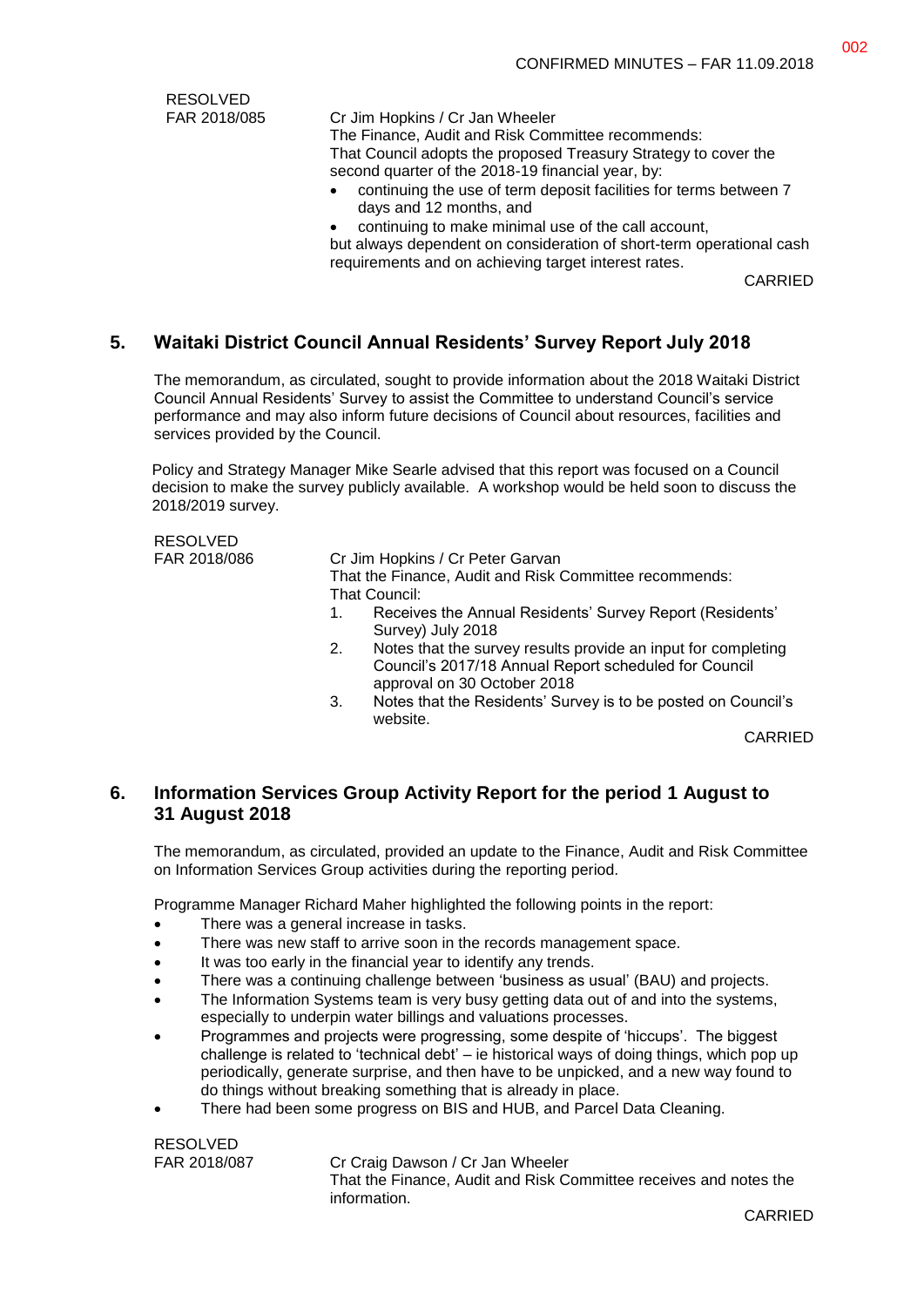RESOLVED
FAR 2018/085

Cr Jim Hopkins / Cr Jan Wheeler
The Finance, Audit and Risk Committee recommends:
That Council adopts the proposed Treasury Strategy to cover the second quarter of the 2018-19 financial year, by:

- continuing the use of term deposit facilities for terms between 7 days and 12 months, and
- continuing to make minimal use of the call account,

but always dependent on consideration of short-term operational cash requirements and on achieving target interest rates.

CARRIED

## 5. Waitaki District Council Annual Residents' Survey Report July 2018

The memorandum, as circulated, sought to provide information about the 2018 Waitaki District Council Annual Residents' Survey to assist the Committee to understand Council's service performance and may also inform future decisions of Council about resources, facilities and services provided by the Council.

Policy and Strategy Manager Mike Searle advised that this report was focused on a Council decision to make the survey publicly available. A workshop would be held soon to discuss the 2018/2019 survey.

RESOLVED
FAR 2018/086

Cr Jim Hopkins / Cr Peter Garvan
That the Finance, Audit and Risk Committee recommends:
That Council:

1. Receives the Annual Residents' Survey Report (Residents' Survey) July 2018
2. Notes that the survey results provide an input for completing Council's 2017/18 Annual Report scheduled for Council approval on 30 October 2018
3. Notes that the Residents' Survey is to be posted on Council's website.

CARRIED

## 6. Information Services Group Activity Report for the period 1 August to 31 August 2018

The memorandum, as circulated, provided an update to the Finance, Audit and Risk Committee on Information Services Group activities during the reporting period.

Programme Manager Richard Maher highlighted the following points in the report:

- There was a general increase in tasks.
- There was new staff to arrive soon in the records management space.
- It was too early in the financial year to identify any trends.
- There was a continuing challenge between 'business as usual' (BAU) and projects.
- The Information Systems team is very busy getting data out of and into the systems, especially to underpin water billings and valuations processes.
- Programmes and projects were progressing, some despite of 'hiccups'. The biggest challenge is related to 'technical debt' – ie historical ways of doing things, which pop up periodically, generate surprise, and then have to be unpicked, and a new way found to do things without breaking something that is already in place.
- There had been some progress on BIS and HUB, and Parcel Data Cleaning.

RESOLVED
FAR 2018/087

Cr Craig Dawson / Cr Jan Wheeler
That the Finance, Audit and Risk Committee receives and notes the information.

CARRIED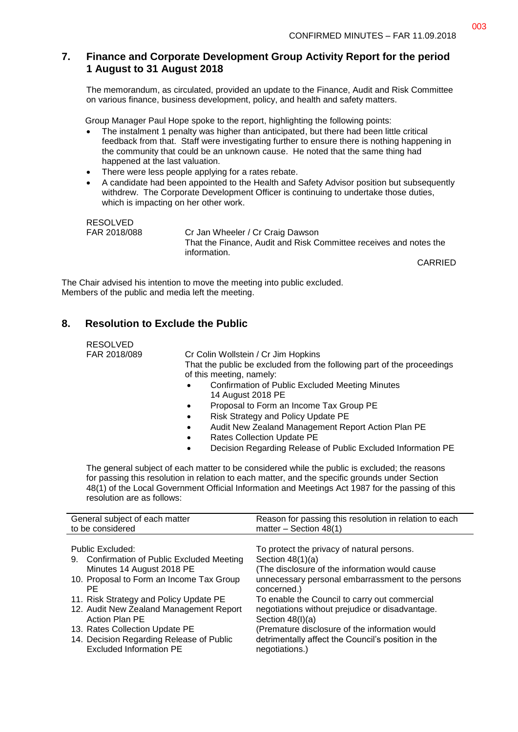## 7. Finance and Corporate Development Group Activity Report for the period 1 August to 31 August 2018

The memorandum, as circulated, provided an update to the Finance, Audit and Risk Committee on various finance, business development, policy, and health and safety matters.

Group Manager Paul Hope spoke to the report, highlighting the following points:

- The instalment 1 penalty was higher than anticipated, but there had been little critical feedback from that. Staff were investigating further to ensure there is nothing happening in the community that could be an unknown cause. He noted that the same thing had happened at the last valuation.
- There were less people applying for a rates rebate.
- A candidate had been appointed to the Health and Safety Advisor position but subsequently withdrew. The Corporate Development Officer is continuing to undertake those duties, which is impacting on her other work.

RESOLVED
FAR 2018/088 Cr Jan Wheeler / Cr Craig Dawson
That the Finance, Audit and Risk Committee receives and notes the information.

CARRIED

The Chair advised his intention to move the meeting into public excluded.
Members of the public and media left the meeting.

## 8. Resolution to Exclude the Public

RESOLVED
FAR 2018/089 Cr Colin Wollstein / Cr Jim Hopkins
That the public be excluded from the following part of the proceedings of this meeting, namely:

- Confirmation of Public Excluded Meeting Minutes 14 August 2018 PE
- Proposal to Form an Income Tax Group PE
- Risk Strategy and Policy Update PE
- Audit New Zealand Management Report Action Plan PE
- Rates Collection Update PE
- Decision Regarding Release of Public Excluded Information PE

The general subject of each matter to be considered while the public is excluded; the reasons for passing this resolution in relation to each matter, and the specific grounds under Section 48(1) of the Local Government Official Information and Meetings Act 1987 for the passing of this resolution are as follows:

| General subject of each matter to be considered | Reason for passing this resolution in relation to each matter – Section 48(1) |
|---|---|
| Public Excluded:<br>9. Confirmation of Public Excluded Meeting Minutes 14 August 2018 PE<br>10. Proposal to Form an Income Tax Group PE<br>11. Risk Strategy and Policy Update PE<br>12. Audit New Zealand Management Report Action Plan PE<br>13. Rates Collection Update PE<br>14. Decision Regarding Release of Public Excluded Information PE | To protect the privacy of natural persons.<br>Section 48(1)(a)<br>(The disclosure of the information would cause unnecessary personal embarrassment to the persons concerned.)<br>To enable the Council to carry out commercial negotiations without prejudice or disadvantage.<br>Section 48(I)(a)<br>(Premature disclosure of the information would detrimentally affect the Council's position in the negotiations.) |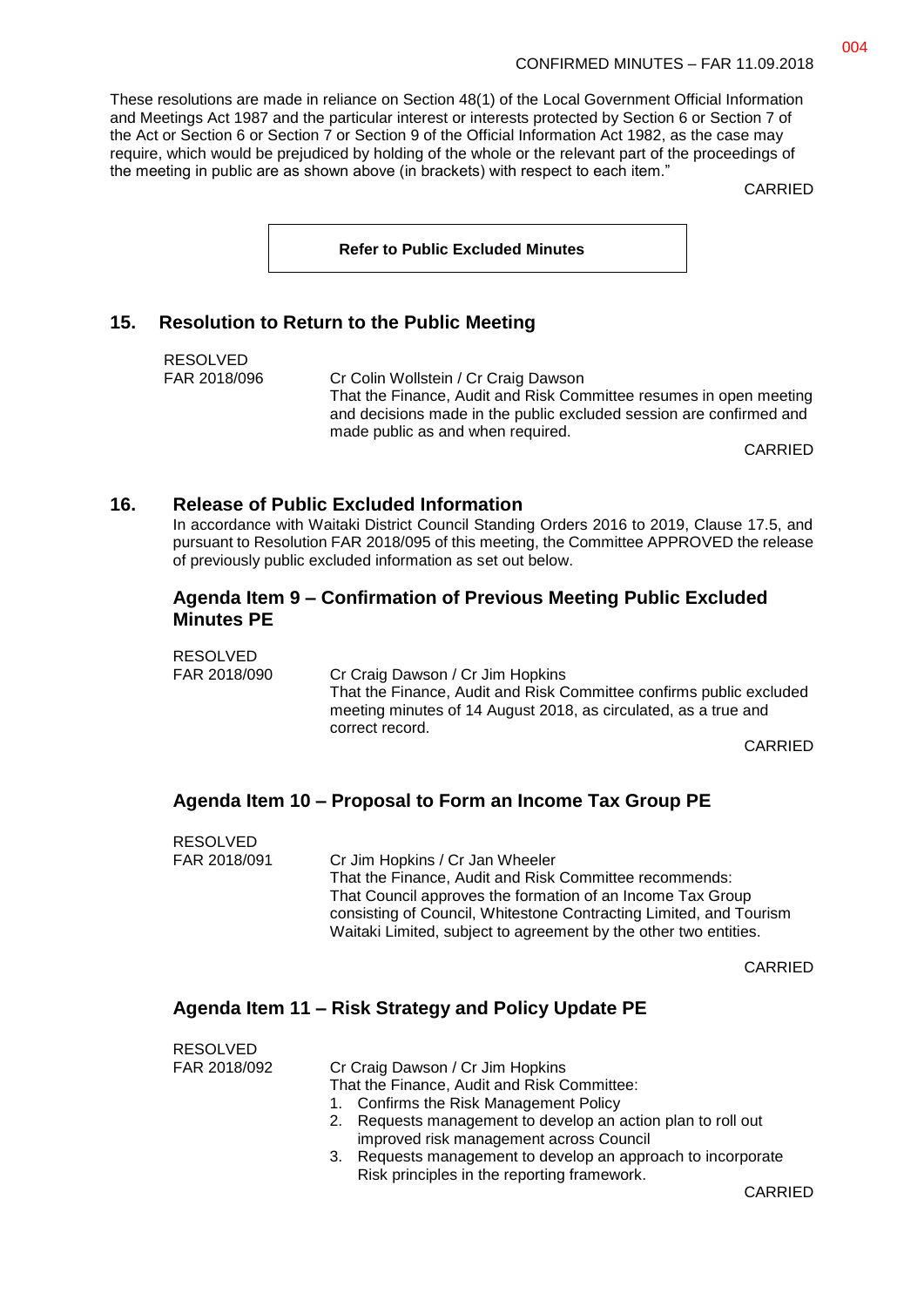These resolutions are made in reliance on Section 48(1) of the Local Government Official Information and Meetings Act 1987 and the particular interest or interests protected by Section 6 or Section 7 of the Act or Section 6 or Section 7 or Section 9 of the Official Information Act 1982, as the case may require, which would be prejudiced by holding of the whole or the relevant part of the proceedings of the meeting in public are as shown above (in brackets) with respect to each item."

CARRIED

**Refer to Public Excluded Minutes**

## 15. Resolution to Return to the Public Meeting

RESOLVED
FAR 2018/096 — Cr Colin Wollstein / Cr Craig Dawson
That the Finance, Audit and Risk Committee resumes in open meeting and decisions made in the public excluded session are confirmed and made public as and when required.

CARRIED

## 16. Release of Public Excluded Information

In accordance with Waitaki District Council Standing Orders 2016 to 2019, Clause 17.5, and pursuant to Resolution FAR 2018/095 of this meeting, the Committee APPROVED the release of previously public excluded information as set out below.

### Agenda Item 9 – Confirmation of Previous Meeting Public Excluded Minutes PE

RESOLVED
FAR 2018/090 — Cr Craig Dawson / Cr Jim Hopkins
That the Finance, Audit and Risk Committee confirms public excluded meeting minutes of 14 August 2018, as circulated, as a true and correct record.

CARRIED

### Agenda Item 10 – Proposal to Form an Income Tax Group PE

RESOLVED
FAR 2018/091 — Cr Jim Hopkins / Cr Jan Wheeler
That the Finance, Audit and Risk Committee recommends:
That Council approves the formation of an Income Tax Group consisting of Council, Whitestone Contracting Limited, and Tourism Waitaki Limited, subject to agreement by the other two entities.

CARRIED

### Agenda Item 11 – Risk Strategy and Policy Update PE

RESOLVED
FAR 2018/092 — Cr Craig Dawson / Cr Jim Hopkins
That the Finance, Audit and Risk Committee:

1. Confirms the Risk Management Policy
2. Requests management to develop an action plan to roll out improved risk management across Council
3. Requests management to develop an approach to incorporate Risk principles in the reporting framework.

CARRIED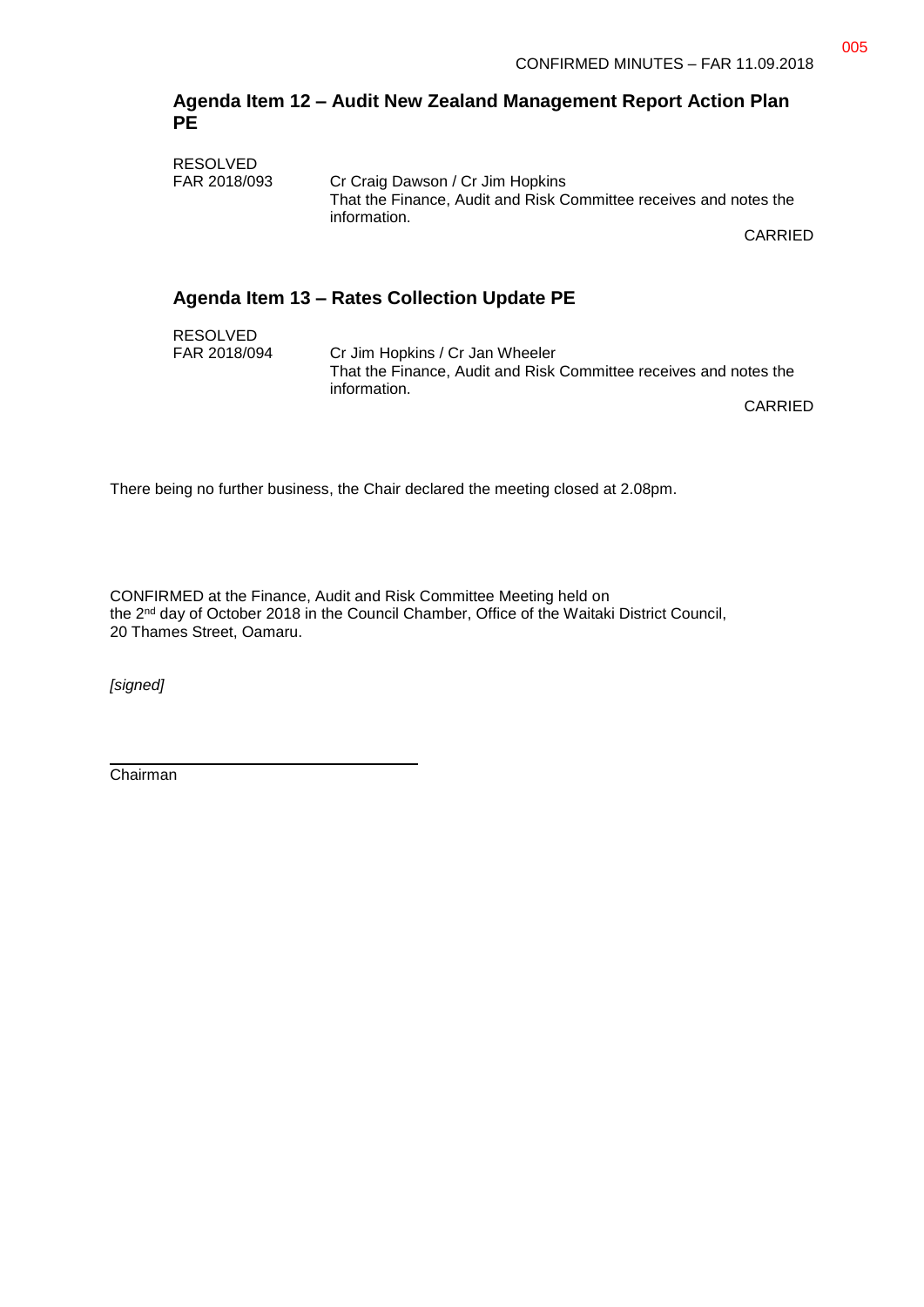## Agenda Item 12 – Audit New Zealand Management Report Action Plan PE

RESOLVED
FAR 2018/093

Cr Craig Dawson / Cr Jim Hopkins
That the Finance, Audit and Risk Committee receives and notes the information.

CARRIED

## Agenda Item 13 – Rates Collection Update PE

RESOLVED
FAR 2018/094

Cr Jim Hopkins / Cr Jan Wheeler
That the Finance, Audit and Risk Committee receives and notes the information.

CARRIED

There being no further business, the Chair declared the meeting closed at 2.08pm.

CONFIRMED at the Finance, Audit and Risk Committee Meeting held on the 2nd day of October 2018 in the Council Chamber, Office of the Waitaki District Council, 20 Thames Street, Oamaru.

*[signed]*

Chairman